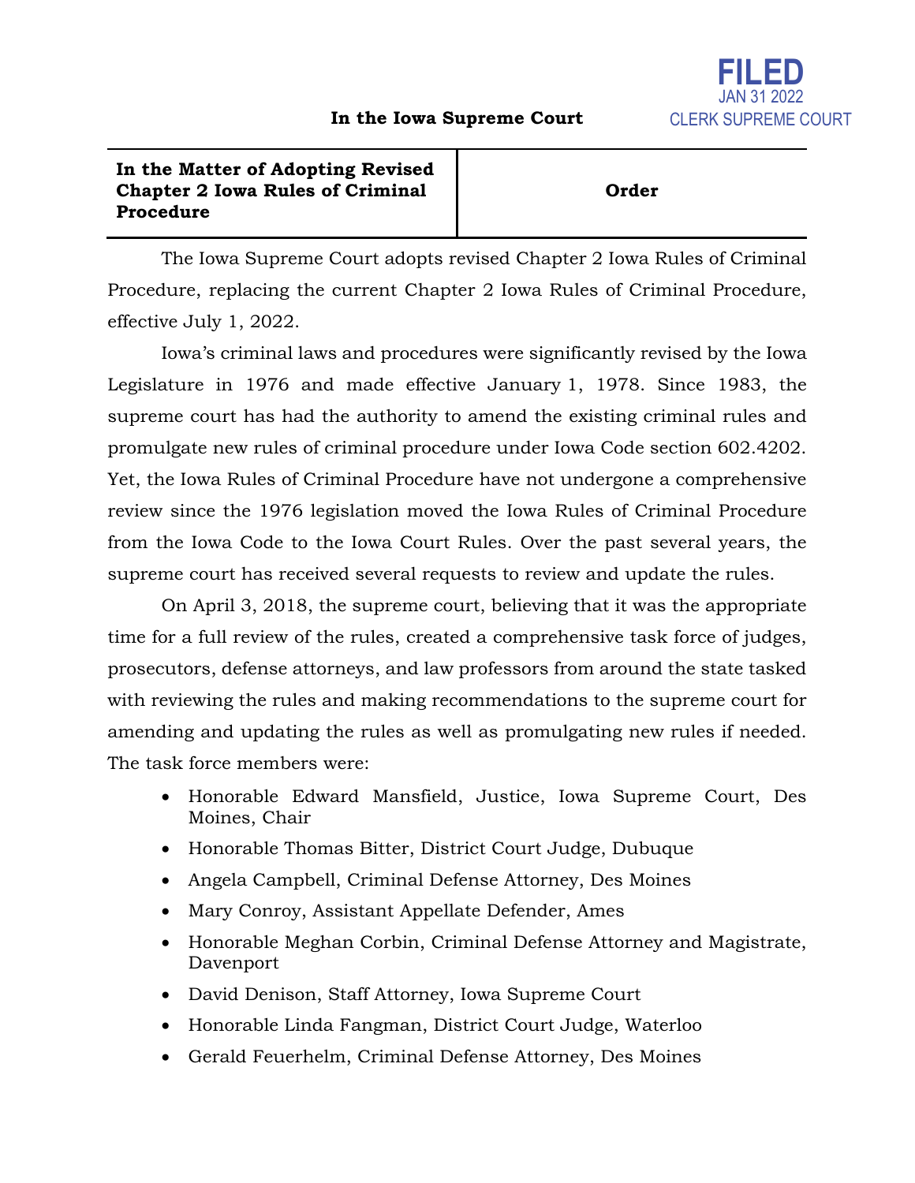FILED
JAN 31 2022
CLERK SUPREME COURT

**In the Iowa Supreme Court**

| **In the Matter of Adopting Revised Chapter 2 Iowa Rules of Criminal Procedure** | **Order** |
|---|---|

The Iowa Supreme Court adopts revised Chapter 2 Iowa Rules of Criminal Procedure, replacing the current Chapter 2 Iowa Rules of Criminal Procedure, effective July 1, 2022.

Iowa's criminal laws and procedures were significantly revised by the Iowa Legislature in 1976 and made effective January 1, 1978. Since 1983, the supreme court has had the authority to amend the existing criminal rules and promulgate new rules of criminal procedure under Iowa Code section 602.4202. Yet, the Iowa Rules of Criminal Procedure have not undergone a comprehensive review since the 1976 legislation moved the Iowa Rules of Criminal Procedure from the Iowa Code to the Iowa Court Rules. Over the past several years, the supreme court has received several requests to review and update the rules.

On April 3, 2018, the supreme court, believing that it was the appropriate time for a full review of the rules, created a comprehensive task force of judges, prosecutors, defense attorneys, and law professors from around the state tasked with reviewing the rules and making recommendations to the supreme court for amending and updating the rules as well as promulgating new rules if needed. The task force members were:

- Honorable Edward Mansfield, Justice, Iowa Supreme Court, Des Moines, Chair
- Honorable Thomas Bitter, District Court Judge, Dubuque
- Angela Campbell, Criminal Defense Attorney, Des Moines
- Mary Conroy, Assistant Appellate Defender, Ames
- Honorable Meghan Corbin, Criminal Defense Attorney and Magistrate, Davenport
- David Denison, Staff Attorney, Iowa Supreme Court
- Honorable Linda Fangman, District Court Judge, Waterloo
- Gerald Feuerhelm, Criminal Defense Attorney, Des Moines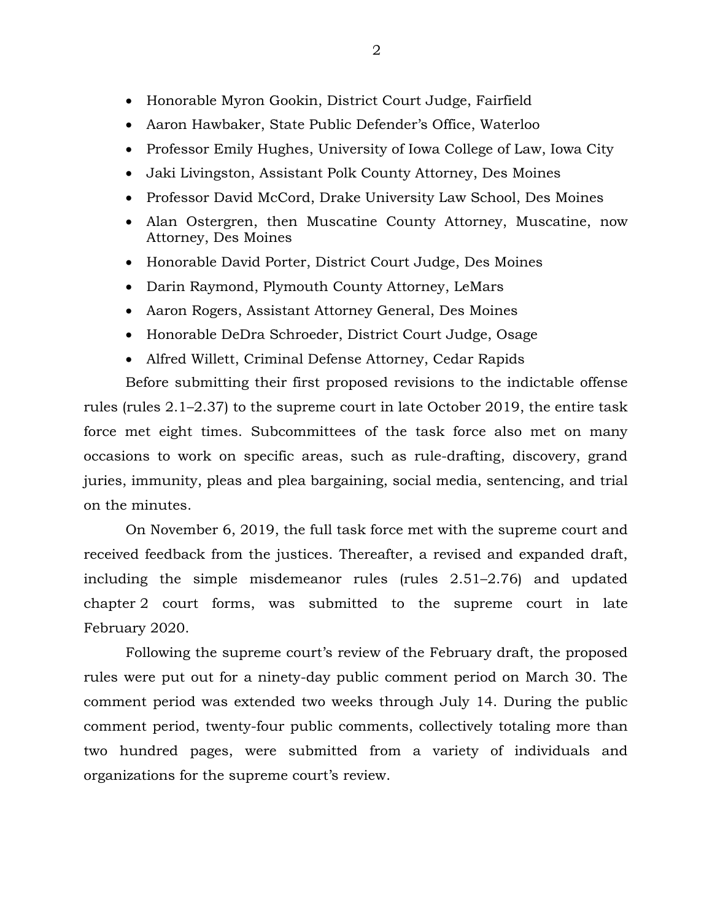- Honorable Myron Gookin, District Court Judge, Fairfield
- Aaron Hawbaker, State Public Defender's Office, Waterloo
- Professor Emily Hughes, University of Iowa College of Law, Iowa City
- Jaki Livingston, Assistant Polk County Attorney, Des Moines
- Professor David McCord, Drake University Law School, Des Moines
- Alan Ostergren, then Muscatine County Attorney, Muscatine, now Attorney, Des Moines
- Honorable David Porter, District Court Judge, Des Moines
- Darin Raymond, Plymouth County Attorney, LeMars
- Aaron Rogers, Assistant Attorney General, Des Moines
- Honorable DeDra Schroeder, District Court Judge, Osage
- Alfred Willett, Criminal Defense Attorney, Cedar Rapids

Before submitting their first proposed revisions to the indictable offense rules (rules 2.1–2.37) to the supreme court in late October 2019, the entire task force met eight times. Subcommittees of the task force also met on many occasions to work on specific areas, such as rule-drafting, discovery, grand juries, immunity, pleas and plea bargaining, social media, sentencing, and trial on the minutes.

On November 6, 2019, the full task force met with the supreme court and received feedback from the justices. Thereafter, a revised and expanded draft, including the simple misdemeanor rules (rules 2.51–2.76) and updated chapter 2 court forms, was submitted to the supreme court in late February 2020.

Following the supreme court's review of the February draft, the proposed rules were put out for a ninety-day public comment period on March 30. The comment period was extended two weeks through July 14. During the public comment period, twenty-four public comments, collectively totaling more than two hundred pages, were submitted from a variety of individuals and organizations for the supreme court's review.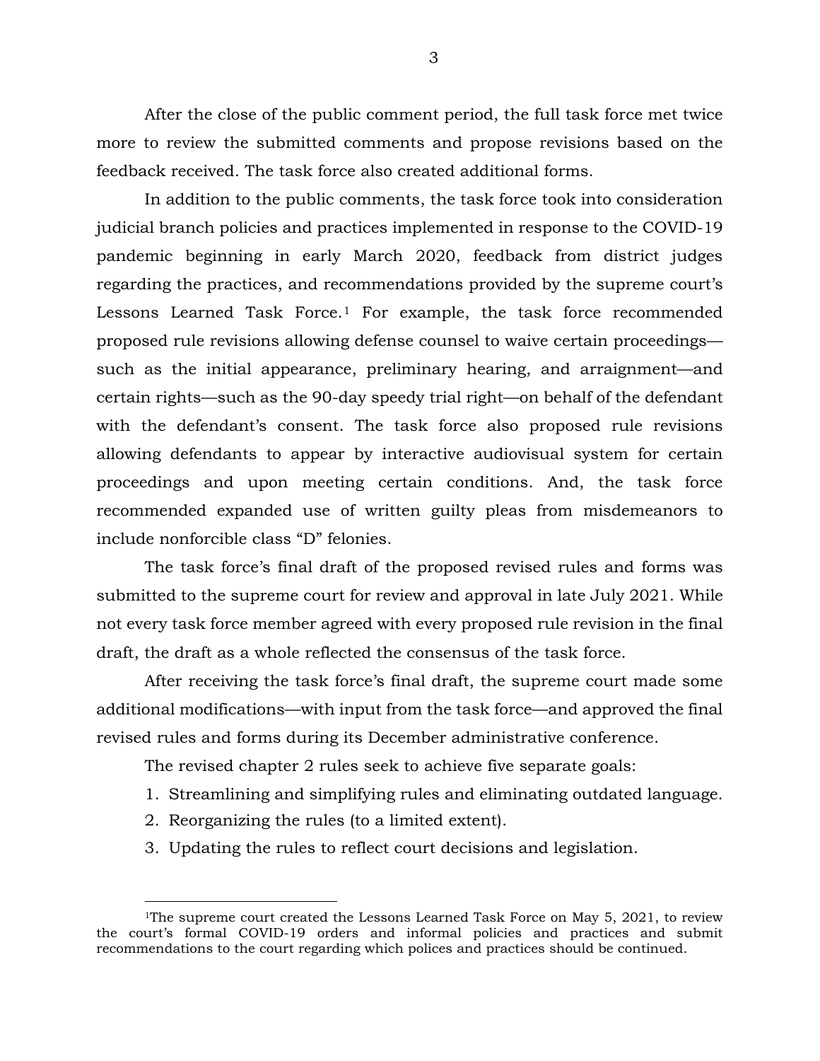After the close of the public comment period, the full task force met twice more to review the submitted comments and propose revisions based on the feedback received. The task force also created additional forms.

In addition to the public comments, the task force took into consideration judicial branch policies and practices implemented in response to the COVID-19 pandemic beginning in early March 2020, feedback from district judges regarding the practices, and recommendations provided by the supreme court's Lessons Learned Task Force.[1] For example, the task force recommended proposed rule revisions allowing defense counsel to waive certain proceedings—such as the initial appearance, preliminary hearing, and arraignment—and certain rights—such as the 90-day speedy trial right—on behalf of the defendant with the defendant's consent. The task force also proposed rule revisions allowing defendants to appear by interactive audiovisual system for certain proceedings and upon meeting certain conditions. And, the task force recommended expanded use of written guilty pleas from misdemeanors to include nonforcible class "D" felonies.

The task force's final draft of the proposed revised rules and forms was submitted to the supreme court for review and approval in late July 2021. While not every task force member agreed with every proposed rule revision in the final draft, the draft as a whole reflected the consensus of the task force.

After receiving the task force's final draft, the supreme court made some additional modifications—with input from the task force—and approved the final revised rules and forms during its December administrative conference.

The revised chapter 2 rules seek to achieve five separate goals:

1. Streamlining and simplifying rules and eliminating outdated language.
2. Reorganizing the rules (to a limited extent).
3. Updating the rules to reflect court decisions and legislation.

---

[1]The supreme court created the Lessons Learned Task Force on May 5, 2021, to review the court's formal COVID-19 orders and informal policies and practices and submit recommendations to the court regarding which polices and practices should be continued.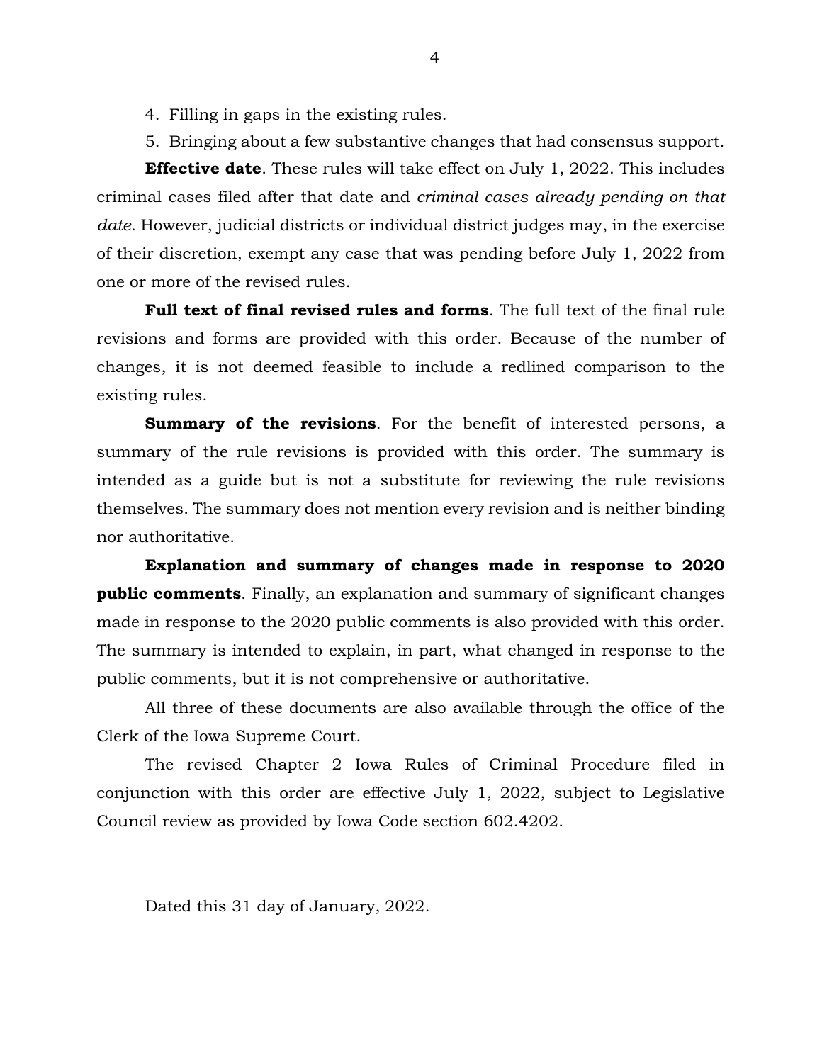4. Filling in gaps in the existing rules.

5. Bringing about a few substantive changes that had consensus support.

**Effective date**. These rules will take effect on July 1, 2022. This includes criminal cases filed after that date and *criminal cases already pending on that date*. However, judicial districts or individual district judges may, in the exercise of their discretion, exempt any case that was pending before July 1, 2022 from one or more of the revised rules.

**Full text of final revised rules and forms**. The full text of the final rule revisions and forms are provided with this order. Because of the number of changes, it is not deemed feasible to include a redlined comparison to the existing rules.

**Summary of the revisions**. For the benefit of interested persons, a summary of the rule revisions is provided with this order. The summary is intended as a guide but is not a substitute for reviewing the rule revisions themselves. The summary does not mention every revision and is neither binding nor authoritative.

**Explanation and summary of changes made in response to 2020 public comments**. Finally, an explanation and summary of significant changes made in response to the 2020 public comments is also provided with this order. The summary is intended to explain, in part, what changed in response to the public comments, but it is not comprehensive or authoritative.

All three of these documents are also available through the office of the Clerk of the Iowa Supreme Court.

The revised Chapter 2 Iowa Rules of Criminal Procedure filed in conjunction with this order are effective July 1, 2022, subject to Legislative Council review as provided by Iowa Code section 602.4202.

Dated this 31 day of January, 2022.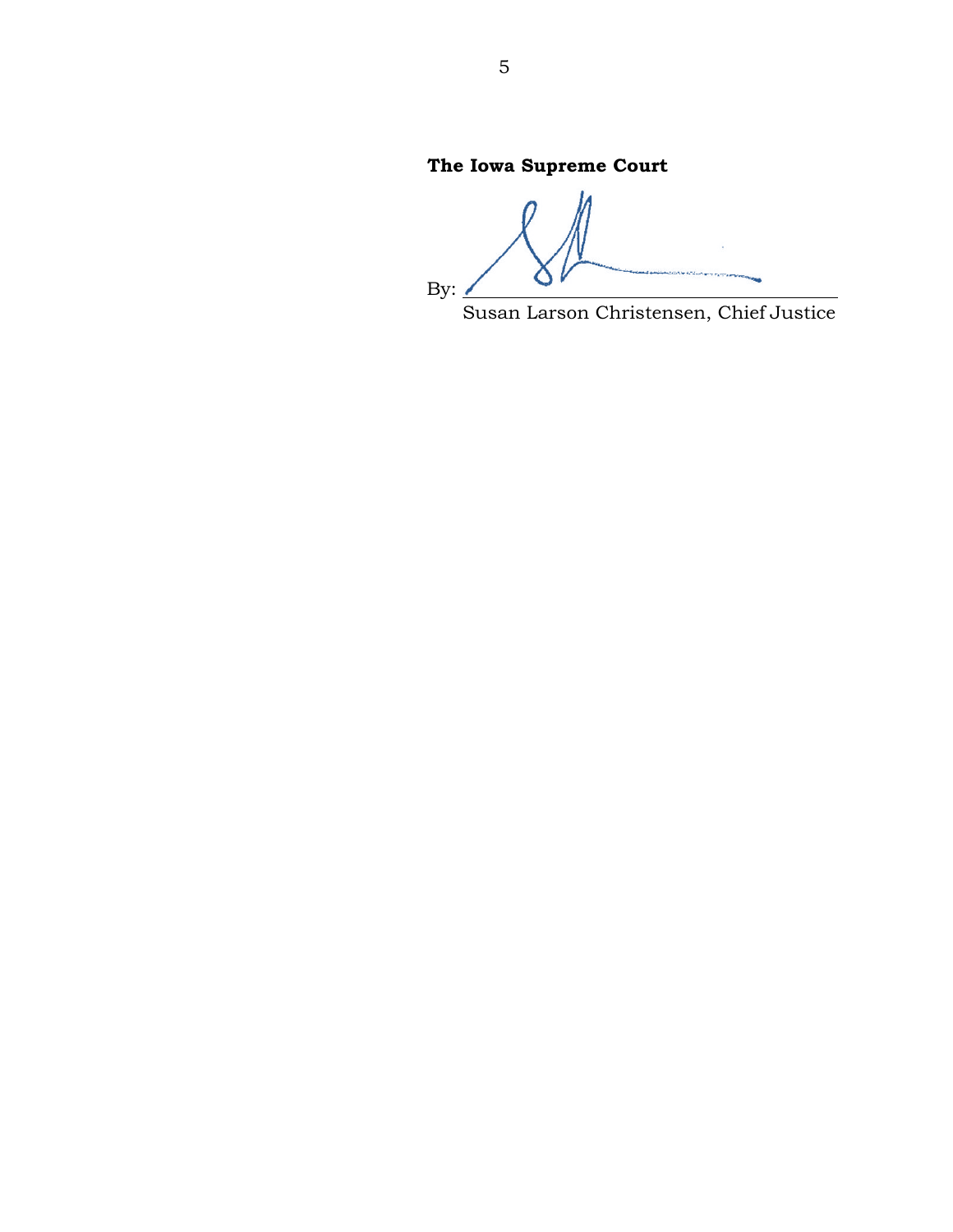**The Iowa Supreme Court**

By: ______________________________

Susan Larson Christensen, Chief Justice